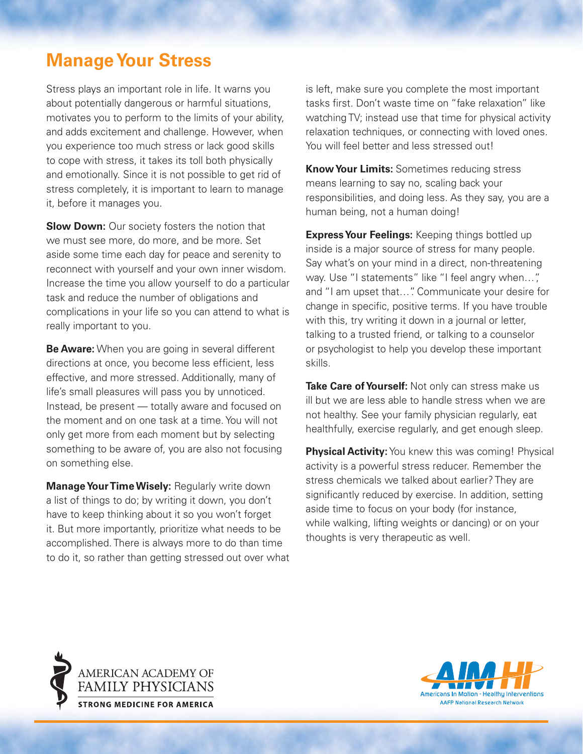# Manage Your Stress

Stress plays an important role in life. It warns you about potentially dangerous or harmful situations, motivates you to perform to the limits of your ability, and adds excitement and challenge. However, when you experience too much stress or lack good skills to cope with stress, it takes its toll both physically and emotionally. Since it is not possible to get rid of stress completely, it is important to learn to manage it, before it manages you.

**Slow Down:** Our society fosters the notion that we must see more, do more, and be more. Set aside some time each day for peace and serenity to reconnect with yourself and your own inner wisdom. Increase the time you allow yourself to do a particular task and reduce the number of obligations and complications in your life so you can attend to what is really important to you.

**Be Aware:** When you are going in several different directions at once, you become less efficient, less effective, and more stressed. Additionally, many of life's small pleasures will pass you by unnoticed. Instead, be present — totally aware and focused on the moment and on one task at a time. You will not only get more from each moment but by selecting something to be aware of, you are also not focusing on something else.

**Manage Your Time Wisely:** Regularly write down a list of things to do; by writing it down, you don't have to keep thinking about it so you won't forget it. But more importantly, prioritize what needs to be accomplished. There is always more to do than time to do it, so rather than getting stressed out over what is left, make sure you complete the most important tasks first. Don't waste time on "fake relaxation" like watching TV; instead use that time for physical activity relaxation techniques, or connecting with loved ones. You will feel better and less stressed out!

**Know Your Limits:** Sometimes reducing stress means learning to say no, scaling back your responsibilities, and doing less. As they say, you are a human being, not a human doing!

**Express Your Feelings:** Keeping things bottled up inside is a major source of stress for many people. Say what's on your mind in a direct, non-threatening way. Use "I statements" like "I feel angry when…", and "I am upset that…". Communicate your desire for change in specific, positive terms. If you have trouble with this, try writing it down in a journal or letter, talking to a trusted friend, or talking to a counselor or psychologist to help you develop these important skills.

**Take Care of Yourself:** Not only can stress make us ill but we are less able to handle stress when we are not healthy. See your family physician regularly, eat healthfully, exercise regularly, and get enough sleep.

**Physical Activity:** You knew this was coming! Physical activity is a powerful stress reducer. Remember the stress chemicals we talked about earlier? They are significantly reduced by exercise. In addition, setting aside time to focus on your body (for instance, while walking, lifting weights or dancing) or on your thoughts is very therapeutic as well.

AMERICAN ACADEMY OF FAMILY PHYSICIANS
STRONG MEDICINE FOR AMERICA

AIM HI
Americans In Motion - Healthy Interventions
AAFP National Research Network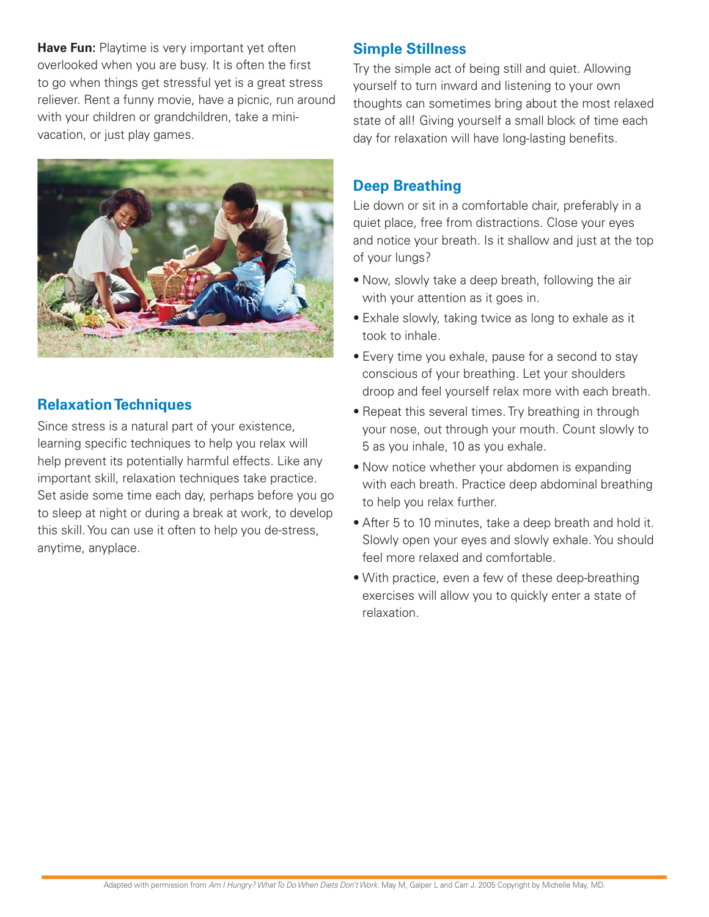**Have Fun:** Playtime is very important yet often overlooked when you are busy. It is often the first to go when things get stressful yet is a great stress reliever. Rent a funny movie, have a picnic, run around with your children or grandchildren, take a mini-vacation, or just play games.

## Relaxation Techniques

Since stress is a natural part of your existence, learning specific techniques to help you relax will help prevent its potentially harmful effects. Like any important skill, relaxation techniques take practice. Set aside some time each day, perhaps before you go to sleep at night or during a break at work, to develop this skill. You can use it often to help you de-stress, anytime, anyplace.

## Simple Stillness

Try the simple act of being still and quiet. Allowing yourself to turn inward and listening to your own thoughts can sometimes bring about the most relaxed state of all! Giving yourself a small block of time each day for relaxation will have long-lasting benefits.

## Deep Breathing

Lie down or sit in a comfortable chair, preferably in a quiet place, free from distractions. Close your eyes and notice your breath. Is it shallow and just at the top of your lungs?

- Now, slowly take a deep breath, following the air with your attention as it goes in.
- Exhale slowly, taking twice as long to exhale as it took to inhale.
- Every time you exhale, pause for a second to stay conscious of your breathing. Let your shoulders droop and feel yourself relax more with each breath.
- Repeat this several times. Try breathing in through your nose, out through your mouth. Count slowly to 5 as you inhale, 10 as you exhale.
- Now notice whether your abdomen is expanding with each breath. Practice deep abdominal breathing to help you relax further.
- After 5 to 10 minutes, take a deep breath and hold it. Slowly open your eyes and slowly exhale. You should feel more relaxed and comfortable.
- With practice, even a few of these deep-breathing exercises will allow you to quickly enter a state of relaxation.

Adapted with permission from *Am I Hungry? What To Do When Diets Don't Work*. May M, Galper L and Carr J. 2005 Copyright by Michelle May, MD.